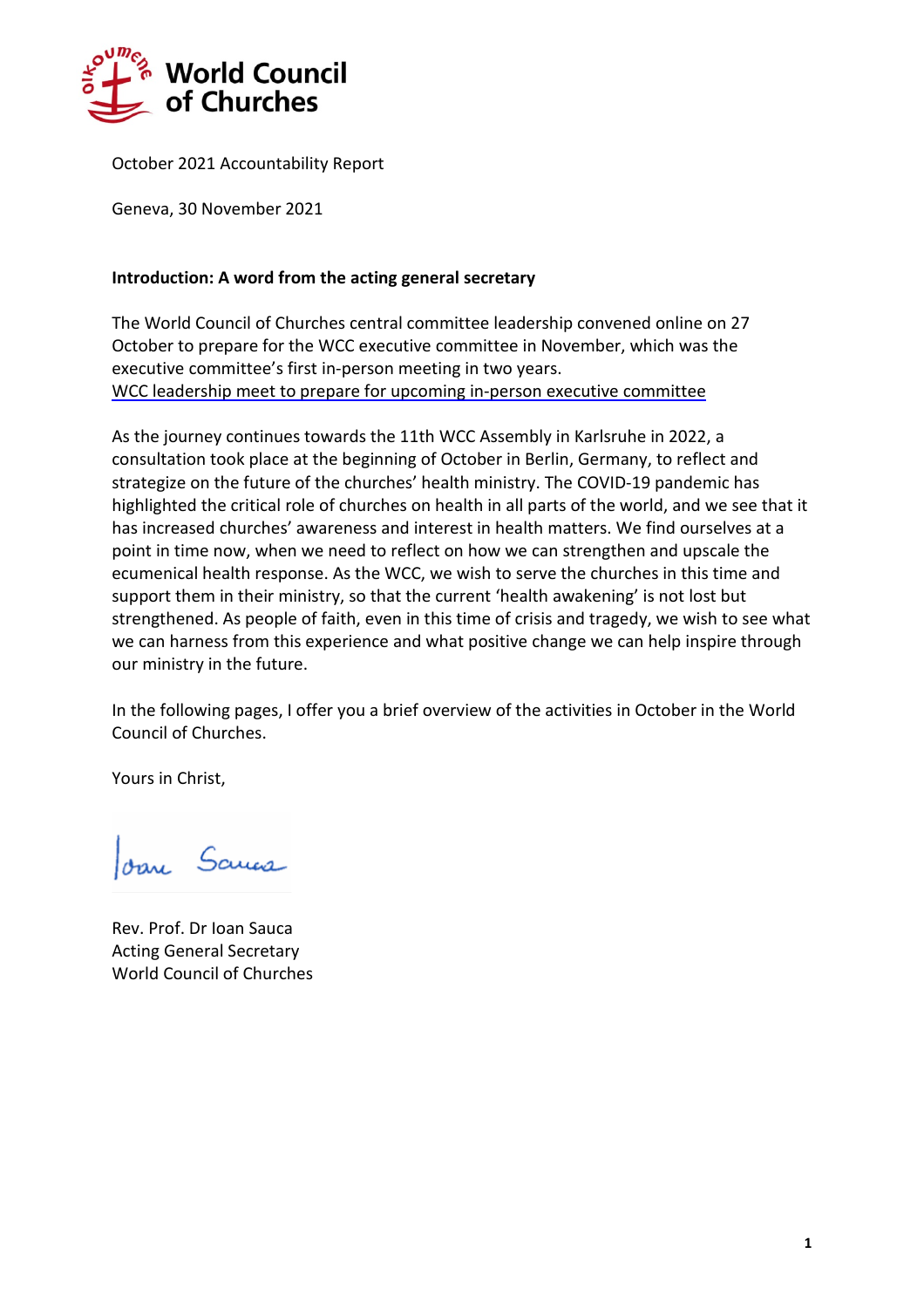World Council of Churches

October 2021 Accountability Report

Geneva, 30 November 2021

**Introduction: A word from the acting general secretary**

The World Council of Churches central committee leadership convened online on 27 October to prepare for the WCC executive committee in November, which was the executive committee's first in-person meeting in two years.
WCC leadership meet to prepare for upcoming in-person executive committee

As the journey continues towards the 11th WCC Assembly in Karlsruhe in 2022, a consultation took place at the beginning of October in Berlin, Germany, to reflect and strategize on the future of the churches' health ministry. The COVID-19 pandemic has highlighted the critical role of churches on health in all parts of the world, and we see that it has increased churches' awareness and interest in health matters. We find ourselves at a point in time now, when we need to reflect on how we can strengthen and upscale the ecumenical health response. As the WCC, we wish to serve the churches in this time and support them in their ministry, so that the current 'health awakening' is not lost but strengthened. As people of faith, even in this time of crisis and tragedy, we wish to see what we can harness from this experience and what positive change we can help inspire through our ministry in the future.

In the following pages, I offer you a brief overview of the activities in October in the World Council of Churches.

Yours in Christ,

Ioan Sauca

Rev. Prof. Dr Ioan Sauca
Acting General Secretary
World Council of Churches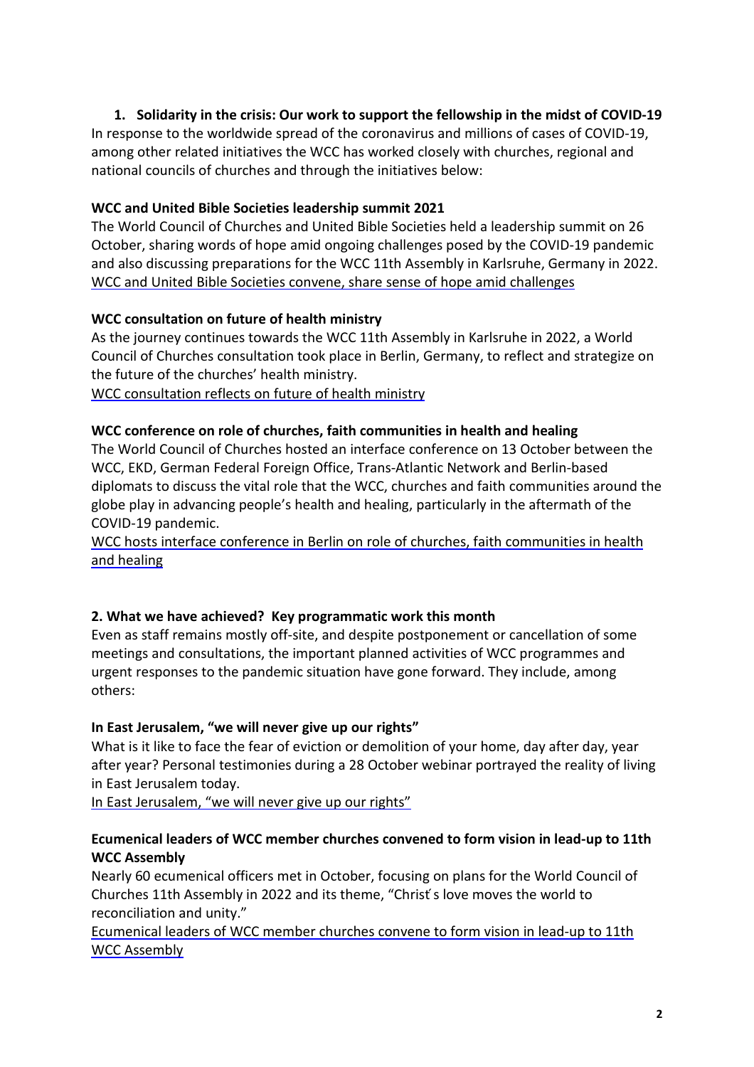## 1. Solidarity in the crisis: Our work to support the fellowship in the midst of COVID-19

In response to the worldwide spread of the coronavirus and millions of cases of COVID-19, among other related initiatives the WCC has worked closely with churches, regional and national councils of churches and through the initiatives below:

**WCC and United Bible Societies leadership summit 2021**

The World Council of Churches and United Bible Societies held a leadership summit on 26 October, sharing words of hope amid ongoing challenges posed by the COVID-19 pandemic and also discussing preparations for the WCC 11th Assembly in Karlsruhe, Germany in 2022.
WCC and United Bible Societies convene, share sense of hope amid challenges

**WCC consultation on future of health ministry**

As the journey continues towards the WCC 11th Assembly in Karlsruhe in 2022, a World Council of Churches consultation took place in Berlin, Germany, to reflect and strategize on the future of the churches' health ministry.
WCC consultation reflects on future of health ministry

**WCC conference on role of churches, faith communities in health and healing**

The World Council of Churches hosted an interface conference on 13 October between the WCC, EKD, German Federal Foreign Office, Trans-Atlantic Network and Berlin-based diplomats to discuss the vital role that the WCC, churches and faith communities around the globe play in advancing people's health and healing, particularly in the aftermath of the COVID-19 pandemic.
WCC hosts interface conference in Berlin on role of churches, faith communities in health and healing

## 2. What we have achieved? Key programmatic work this month

Even as staff remains mostly off-site, and despite postponement or cancellation of some meetings and consultations, the important planned activities of WCC programmes and urgent responses to the pandemic situation have gone forward. They include, among others:

**In East Jerusalem, "we will never give up our rights"**

What is it like to face the fear of eviction or demolition of your home, day after day, year after year? Personal testimonies during a 28 October webinar portrayed the reality of living in East Jerusalem today.
In East Jerusalem, "we will never give up our rights"

**Ecumenical leaders of WCC member churches convened to form vision in lead-up to 11th WCC Assembly**

Nearly 60 ecumenical officers met in October, focusing on plans for the World Council of Churches 11th Assembly in 2022 and its theme, "Christ's love moves the world to reconciliation and unity."
Ecumenical leaders of WCC member churches convene to form vision in lead-up to 11th WCC Assembly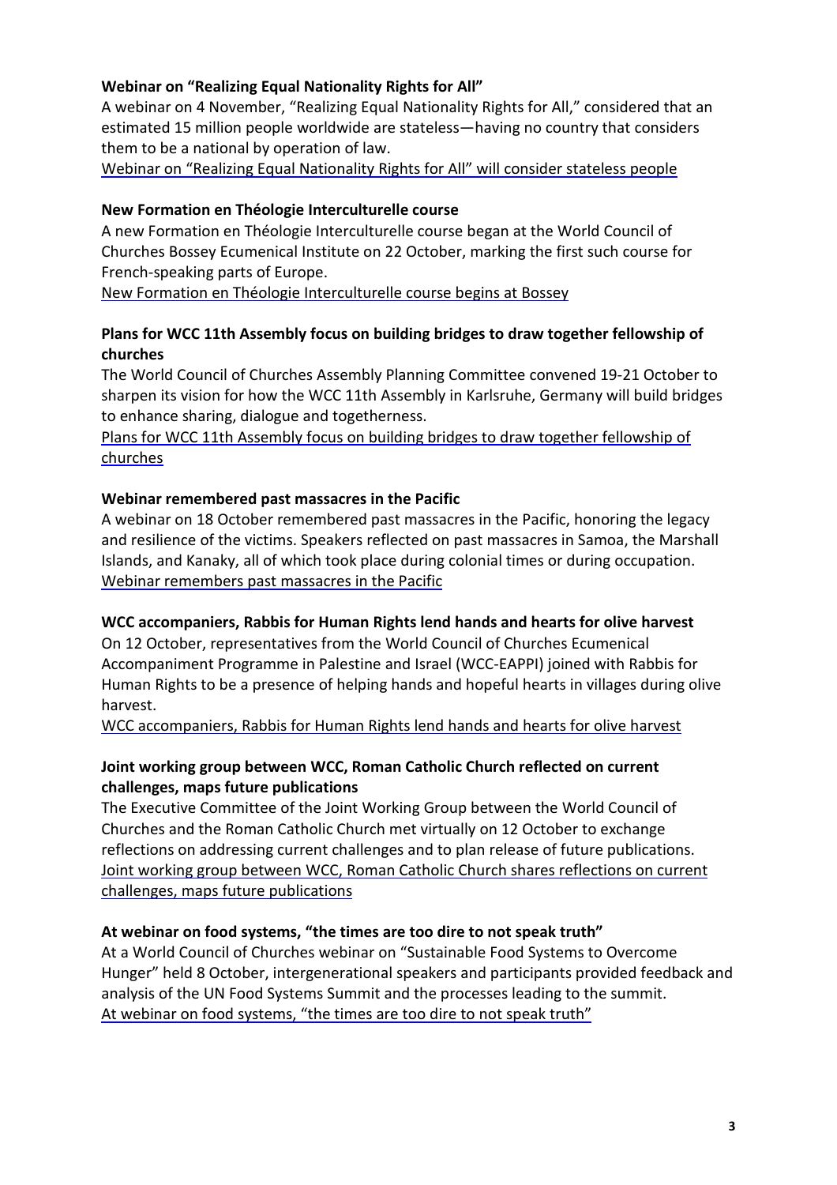**Webinar on "Realizing Equal Nationality Rights for All"**

A webinar on 4 November, "Realizing Equal Nationality Rights for All," considered that an estimated 15 million people worldwide are stateless—having no country that considers them to be a national by operation of law.

Webinar on "Realizing Equal Nationality Rights for All" will consider stateless people

**New Formation en Théologie Interculturelle course**

A new Formation en Théologie Interculturelle course began at the World Council of Churches Bossey Ecumenical Institute on 22 October, marking the first such course for French-speaking parts of Europe.

New Formation en Théologie Interculturelle course begins at Bossey

**Plans for WCC 11th Assembly focus on building bridges to draw together fellowship of churches**

The World Council of Churches Assembly Planning Committee convened 19-21 October to sharpen its vision for how the WCC 11th Assembly in Karlsruhe, Germany will build bridges to enhance sharing, dialogue and togetherness.

Plans for WCC 11th Assembly focus on building bridges to draw together fellowship of churches

**Webinar remembered past massacres in the Pacific**

A webinar on 18 October remembered past massacres in the Pacific, honoring the legacy and resilience of the victims. Speakers reflected on past massacres in Samoa, the Marshall Islands, and Kanaky, all of which took place during colonial times or during occupation.

Webinar remembers past massacres in the Pacific

**WCC accompaniers, Rabbis for Human Rights lend hands and hearts for olive harvest**

On 12 October, representatives from the World Council of Churches Ecumenical Accompaniment Programme in Palestine and Israel (WCC-EAPPI) joined with Rabbis for Human Rights to be a presence of helping hands and hopeful hearts in villages during olive harvest.

WCC accompaniers, Rabbis for Human Rights lend hands and hearts for olive harvest

**Joint working group between WCC, Roman Catholic Church reflected on current challenges, maps future publications**

The Executive Committee of the Joint Working Group between the World Council of Churches and the Roman Catholic Church met virtually on 12 October to exchange reflections on addressing current challenges and to plan release of future publications.

Joint working group between WCC, Roman Catholic Church shares reflections on current challenges, maps future publications

**At webinar on food systems, "the times are too dire to not speak truth"**

At a World Council of Churches webinar on "Sustainable Food Systems to Overcome Hunger" held 8 October, intergenerational speakers and participants provided feedback and analysis of the UN Food Systems Summit and the processes leading to the summit.

At webinar on food systems, "the times are too dire to not speak truth"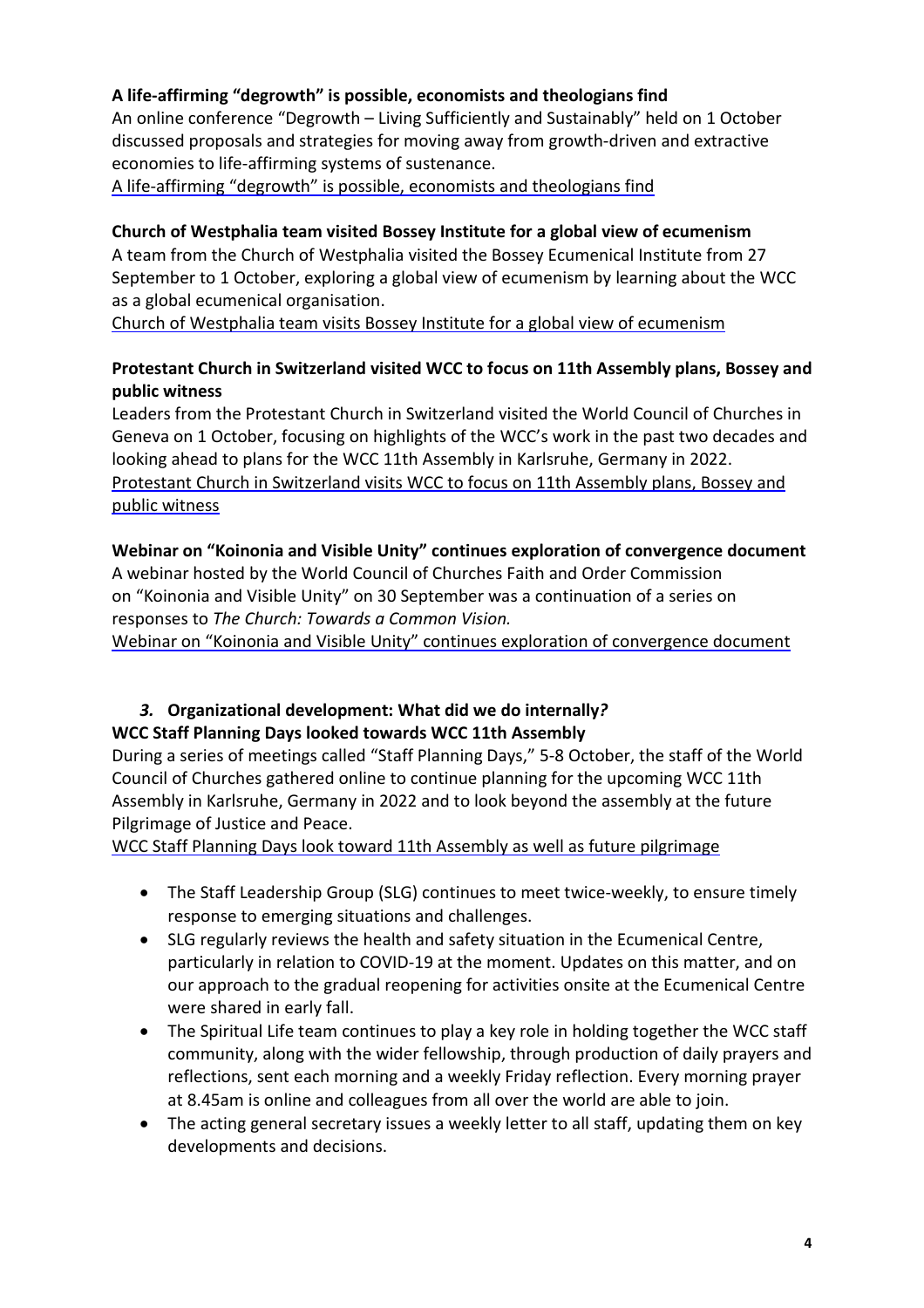**A life-affirming "degrowth" is possible, economists and theologians find**

An online conference "Degrowth – Living Sufficiently and Sustainably" held on 1 October discussed proposals and strategies for moving away from growth-driven and extractive economies to life-affirming systems of sustenance.

A life-affirming "degrowth" is possible, economists and theologians find

**Church of Westphalia team visited Bossey Institute for a global view of ecumenism**

A team from the Church of Westphalia visited the Bossey Ecumenical Institute from 27 September to 1 October, exploring a global view of ecumenism by learning about the WCC as a global ecumenical organisation.

Church of Westphalia team visits Bossey Institute for a global view of ecumenism

**Protestant Church in Switzerland visited WCC to focus on 11th Assembly plans, Bossey and public witness**

Leaders from the Protestant Church in Switzerland visited the World Council of Churches in Geneva on 1 October, focusing on highlights of the WCC's work in the past two decades and looking ahead to plans for the WCC 11th Assembly in Karlsruhe, Germany in 2022.

Protestant Church in Switzerland visits WCC to focus on 11th Assembly plans, Bossey and public witness

**Webinar on "Koinonia and Visible Unity" continues exploration of convergence document**

A webinar hosted by the World Council of Churches Faith and Order Commission on "Koinonia and Visible Unity" on 30 September was a continuation of a series on responses to *The Church: Towards a Common Vision.*

Webinar on "Koinonia and Visible Unity" continues exploration of convergence document

### *3.* Organizational development: What did we do internally*?*

**WCC Staff Planning Days looked towards WCC 11th Assembly**

During a series of meetings called "Staff Planning Days," 5-8 October, the staff of the World Council of Churches gathered online to continue planning for the upcoming WCC 11th Assembly in Karlsruhe, Germany in 2022 and to look beyond the assembly at the future Pilgrimage of Justice and Peace.

WCC Staff Planning Days look toward 11th Assembly as well as future pilgrimage

- The Staff Leadership Group (SLG) continues to meet twice-weekly, to ensure timely response to emerging situations and challenges.
- SLG regularly reviews the health and safety situation in the Ecumenical Centre, particularly in relation to COVID-19 at the moment. Updates on this matter, and on our approach to the gradual reopening for activities onsite at the Ecumenical Centre were shared in early fall.
- The Spiritual Life team continues to play a key role in holding together the WCC staff community, along with the wider fellowship, through production of daily prayers and reflections, sent each morning and a weekly Friday reflection. Every morning prayer at 8.45am is online and colleagues from all over the world are able to join.
- The acting general secretary issues a weekly letter to all staff, updating them on key developments and decisions.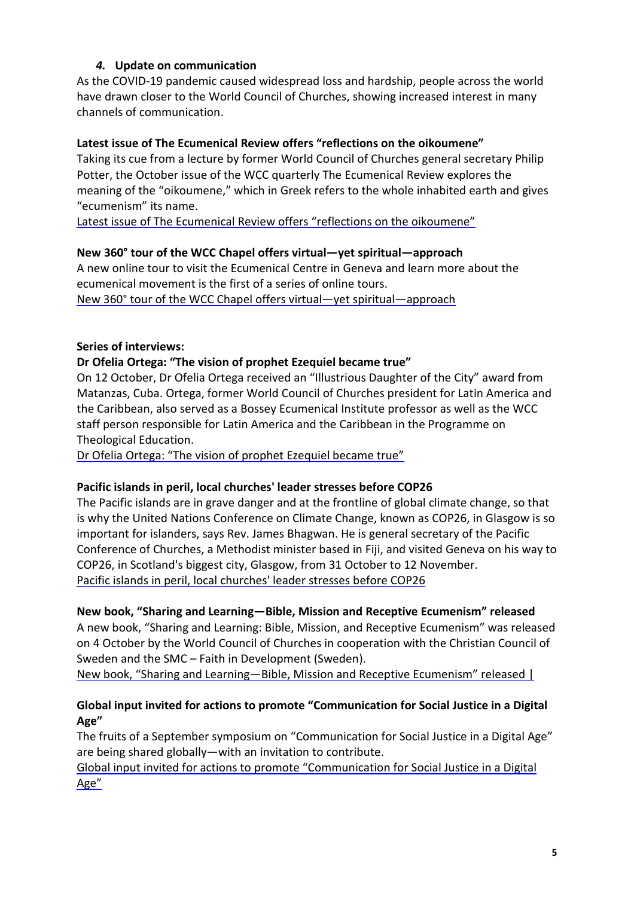### *4.* Update on communication

As the COVID-19 pandemic caused widespread loss and hardship, people across the world have drawn closer to the World Council of Churches, showing increased interest in many channels of communication.

**Latest issue of The Ecumenical Review offers "reflections on the oikoumene"**

Taking its cue from a lecture by former World Council of Churches general secretary Philip Potter, the October issue of the WCC quarterly The Ecumenical Review explores the meaning of the "oikoumene," which in Greek refers to the whole inhabited earth and gives "ecumenism" its name.

Latest issue of The Ecumenical Review offers "reflections on the oikoumene"

**New 360° tour of the WCC Chapel offers virtual—yet spiritual—approach**

A new online tour to visit the Ecumenical Centre in Geneva and learn more about the ecumenical movement is the first of a series of online tours.

New 360° tour of the WCC Chapel offers virtual—yet spiritual—approach

**Series of interviews:**

**Dr Ofelia Ortega: "The vision of prophet Ezequiel became true"**

On 12 October, Dr Ofelia Ortega received an "Illustrious Daughter of the City" award from Matanzas, Cuba. Ortega, former World Council of Churches president for Latin America and the Caribbean, also served as a Bossey Ecumenical Institute professor as well as the WCC staff person responsible for Latin America and the Caribbean in the Programme on Theological Education.

Dr Ofelia Ortega: "The vision of prophet Ezequiel became true"

**Pacific islands in peril, local churches' leader stresses before COP26**

The Pacific islands are in grave danger and at the frontline of global climate change, so that is why the United Nations Conference on Climate Change, known as COP26, in Glasgow is so important for islanders, says Rev. James Bhagwan. He is general secretary of the Pacific Conference of Churches, a Methodist minister based in Fiji, and visited Geneva on his way to COP26, in Scotland's biggest city, Glasgow, from 31 October to 12 November.

Pacific islands in peril, local churches' leader stresses before COP26

**New book, "Sharing and Learning—Bible, Mission and Receptive Ecumenism" released**

A new book, "Sharing and Learning: Bible, Mission, and Receptive Ecumenism" was released on 4 October by the World Council of Churches in cooperation with the Christian Council of Sweden and the SMC – Faith in Development (Sweden).

New book, "Sharing and Learning—Bible, Mission and Receptive Ecumenism" released |

**Global input invited for actions to promote "Communication for Social Justice in a Digital Age"**

The fruits of a September symposium on "Communication for Social Justice in a Digital Age" are being shared globally—with an invitation to contribute.

Global input invited for actions to promote "Communication for Social Justice in a Digital Age"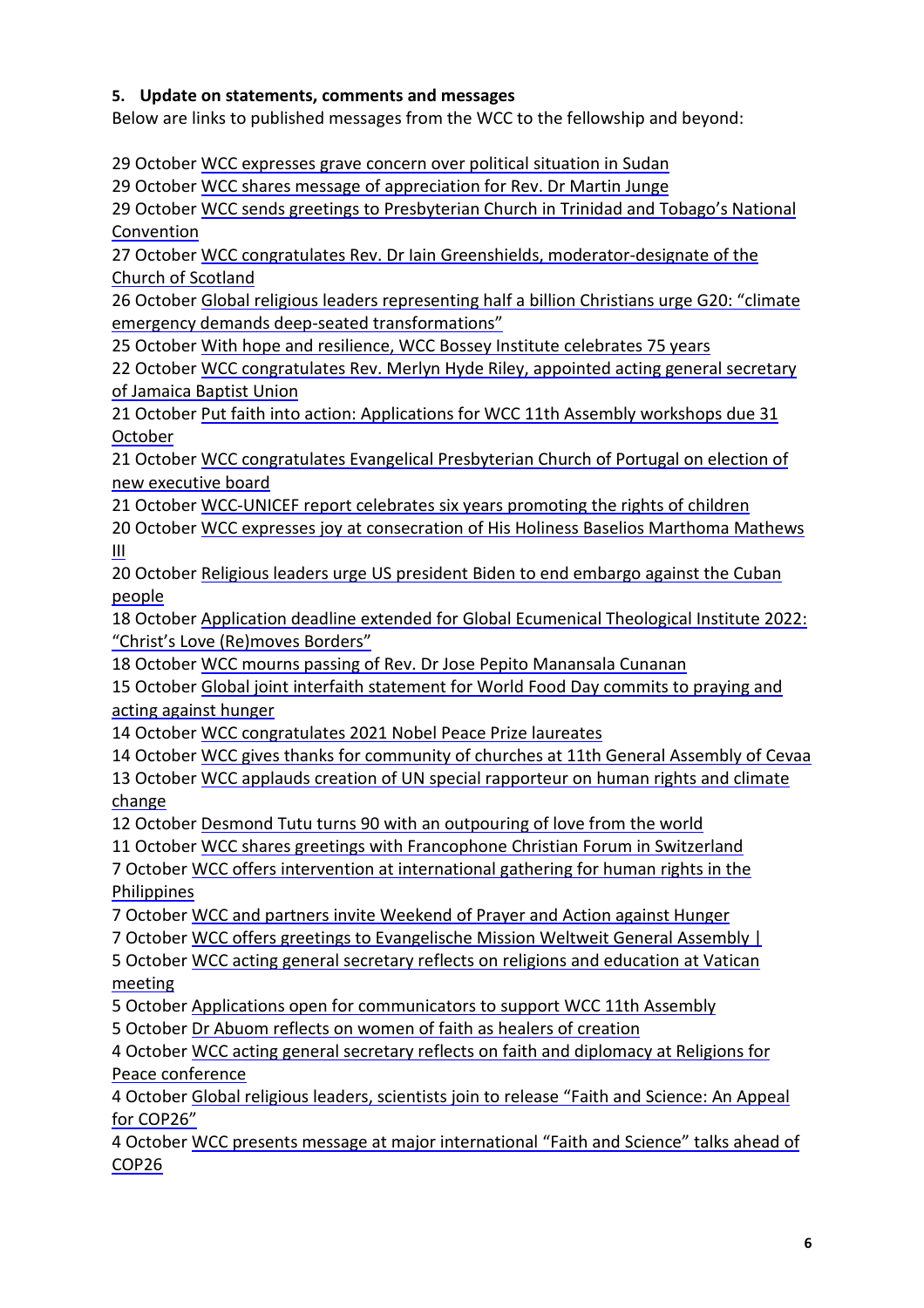**5. Update on statements, comments and messages**

Below are links to published messages from the WCC to the fellowship and beyond:

29 October WCC expresses grave concern over political situation in Sudan
29 October WCC shares message of appreciation for Rev. Dr Martin Junge
29 October WCC sends greetings to Presbyterian Church in Trinidad and Tobago's National Convention
27 October WCC congratulates Rev. Dr Iain Greenshields, moderator-designate of the Church of Scotland
26 October Global religious leaders representing half a billion Christians urge G20: "climate emergency demands deep-seated transformations"
25 October With hope and resilience, WCC Bossey Institute celebrates 75 years
22 October WCC congratulates Rev. Merlyn Hyde Riley, appointed acting general secretary of Jamaica Baptist Union
21 October Put faith into action: Applications for WCC 11th Assembly workshops due 31 October
21 October WCC congratulates Evangelical Presbyterian Church of Portugal on election of new executive board
21 October WCC-UNICEF report celebrates six years promoting the rights of children
20 October WCC expresses joy at consecration of His Holiness Baselios Marthoma Mathews III
20 October Religious leaders urge US president Biden to end embargo against the Cuban people
18 October Application deadline extended for Global Ecumenical Theological Institute 2022: "Christ's Love (Re)moves Borders"
18 October WCC mourns passing of Rev. Dr Jose Pepito Manansala Cunanan
15 October Global joint interfaith statement for World Food Day commits to praying and acting against hunger
14 October WCC congratulates 2021 Nobel Peace Prize laureates
14 October WCC gives thanks for community of churches at 11th General Assembly of Cevaa
13 October WCC applauds creation of UN special rapporteur on human rights and climate change
12 October Desmond Tutu turns 90 with an outpouring of love from the world
11 October WCC shares greetings with Francophone Christian Forum in Switzerland
7 October WCC offers intervention at international gathering for human rights in the Philippines
7 October WCC and partners invite Weekend of Prayer and Action against Hunger
7 October WCC offers greetings to Evangelische Mission Weltweit General Assembly |
5 October WCC acting general secretary reflects on religions and education at Vatican meeting
5 October Applications open for communicators to support WCC 11th Assembly
5 October Dr Abuom reflects on women of faith as healers of creation
4 October WCC acting general secretary reflects on faith and diplomacy at Religions for Peace conference
4 October Global religious leaders, scientists join to release "Faith and Science: An Appeal for COP26"
4 October WCC presents message at major international "Faith and Science" talks ahead of COP26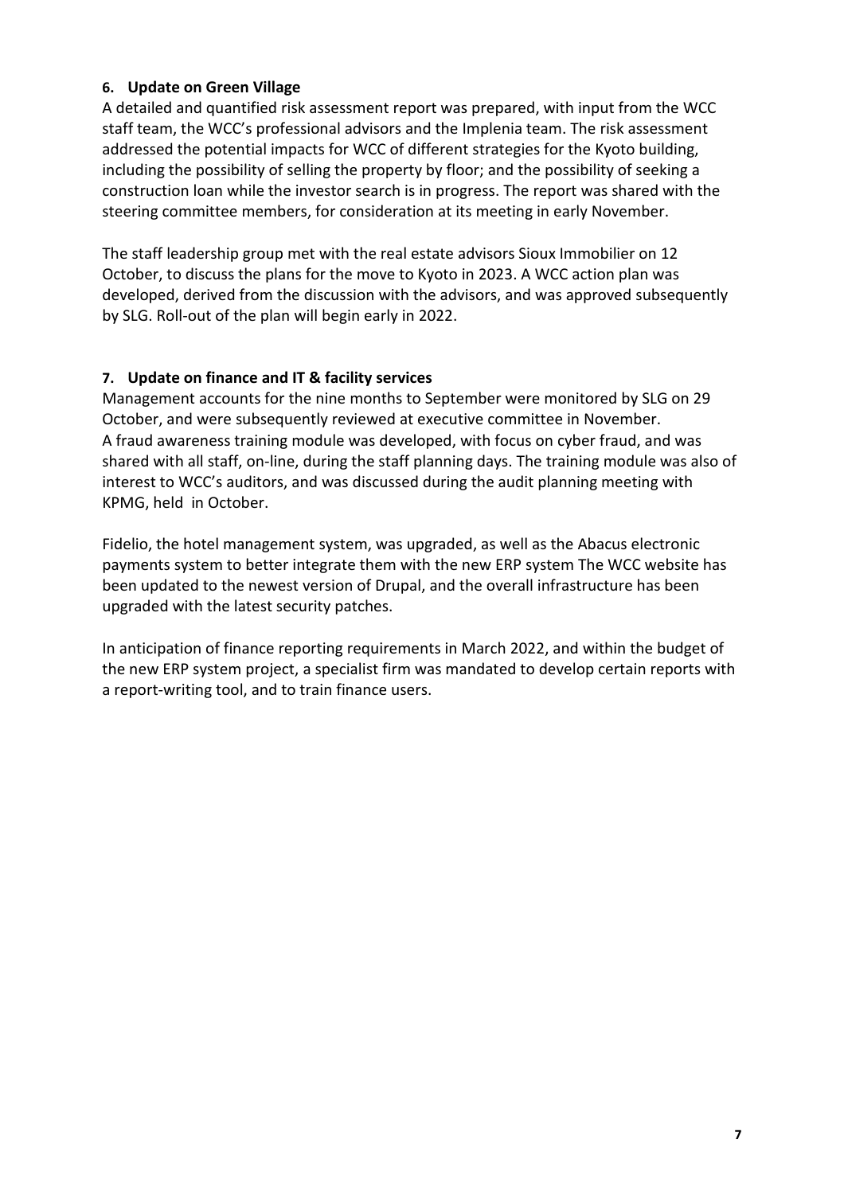### 6. Update on Green Village

A detailed and quantified risk assessment report was prepared, with input from the WCC staff team, the WCC's professional advisors and the Implenia team. The risk assessment addressed the potential impacts for WCC of different strategies for the Kyoto building, including the possibility of selling the property by floor; and the possibility of seeking a construction loan while the investor search is in progress. The report was shared with the steering committee members, for consideration at its meeting in early November.

The staff leadership group met with the real estate advisors Sioux Immobilier on 12 October, to discuss the plans for the move to Kyoto in 2023. A WCC action plan was developed, derived from the discussion with the advisors, and was approved subsequently by SLG. Roll-out of the plan will begin early in 2022.

### 7. Update on finance and IT & facility services

Management accounts for the nine months to September were monitored by SLG on 29 October, and were subsequently reviewed at executive committee in November.
A fraud awareness training module was developed, with focus on cyber fraud, and was shared with all staff, on-line, during the staff planning days. The training module was also of interest to WCC's auditors, and was discussed during the audit planning meeting with KPMG, held in October.

Fidelio, the hotel management system, was upgraded, as well as the Abacus electronic payments system to better integrate them with the new ERP system The WCC website has been updated to the newest version of Drupal, and the overall infrastructure has been upgraded with the latest security patches.

In anticipation of finance reporting requirements in March 2022, and within the budget of the new ERP system project, a specialist firm was mandated to develop certain reports with a report-writing tool, and to train finance users.